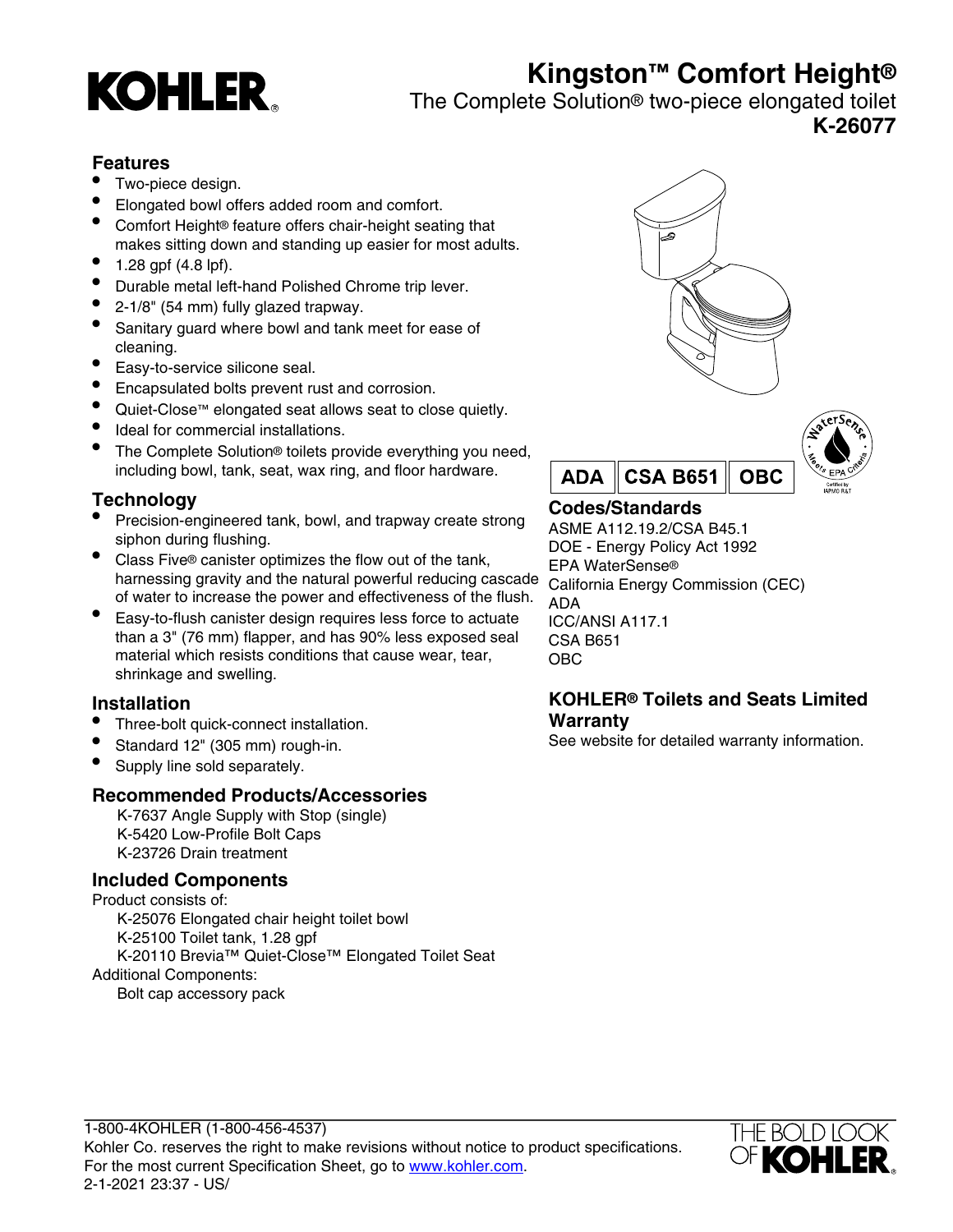KOHLER

# Kingston™ Comfort Height®

The Complete Solution® two-piece elongated toilet

**K-26077**

## Features

- Two-piece design.
- Elongated bowl offers added room and comfort.
- Comfort Height® feature offers chair-height seating that makes sitting down and standing up easier for most adults.
- 1.28 gpf (4.8 lpf).
- Durable metal left-hand Polished Chrome trip lever.
- 2-1/8" (54 mm) fully glazed trapway.
- Sanitary guard where bowl and tank meet for ease of cleaning.
- Easy-to-service silicone seal.
- Encapsulated bolts prevent rust and corrosion.
- Quiet-Close™ elongated seat allows seat to close quietly.
- Ideal for commercial installations.
- The Complete Solution® toilets provide everything you need, including bowl, tank, seat, wax ring, and floor hardware.

## Technology

- Precision-engineered tank, bowl, and trapway create strong siphon during flushing.
- Class Five® canister optimizes the flow out of the tank, harnessing gravity and the natural powerful reducing cascade of water to increase the power and effectiveness of the flush.
- Easy-to-flush canister design requires less force to actuate than a 3" (76 mm) flapper, and has 90% less exposed seal material which resists conditions that cause wear, tear, shrinkage and swelling.

## Installation

- Three-bolt quick-connect installation.
- Standard 12" (305 mm) rough-in.
- Supply line sold separately.

## Recommended Products/Accessories

K-7637 Angle Supply with Stop (single)
K-5420 Low-Profile Bolt Caps
K-23726 Drain treatment

## Included Components

Product consists of:

K-25076 Elongated chair height toilet bowl
K-25100 Toilet tank, 1.28 gpf
K-20110 Brevia™ Quiet-Close™ Elongated Toilet Seat

Additional Components:

Bolt cap accessory pack

**ADA** | **CSA B651** | **OBC**

WaterSense · Meets EPA Criteria · Certified by IAPMO R&T

## Codes/Standards

ASME A112.19.2/CSA B45.1
DOE - Energy Policy Act 1992
EPA WaterSense®
California Energy Commission (CEC)
ADA
ICC/ANSI A117.1
CSA B651
OBC

## KOHLER® Toilets and Seats Limited Warranty

See website for detailed warranty information.

1-800-4KOHLER (1-800-456-4537)
Kohler Co. reserves the right to make revisions without notice to product specifications.
For the most current Specification Sheet, go to www.kohler.com.
2-1-2021 23:37 - US/

THE BOLD LOOK OF KOHLER.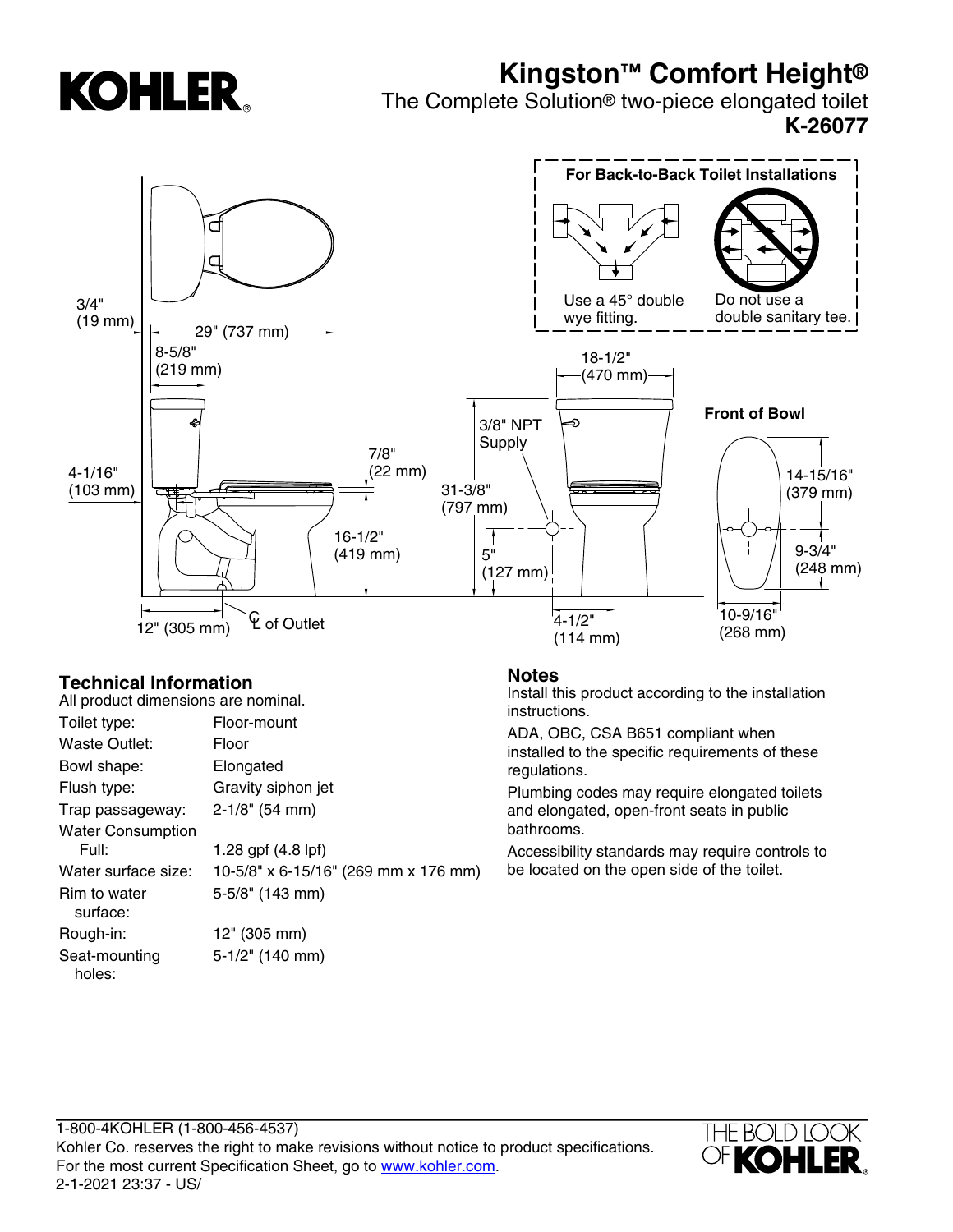# KOHLER

## Kingston™ Comfort Height®

The Complete Solution® two-piece elongated toilet

**K-26077**

**For Back-to-Back Toilet Installations**

Use a 45° double wye fitting.

Do not use a double sanitary tee.

3/4" (19 mm)

29" (737 mm)

8-5/8" (219 mm)

4-1/16" (103 mm)

7/8" (22 mm)

16-1/2" (419 mm)

12" (305 mm)

℄ of Outlet

18-1/2" (470 mm)

3/8" NPT Supply

31-3/8" (797 mm)

5" (127 mm)

4-1/2" (114 mm)

**Front of Bowl**

14-15/16" (379 mm)

9-3/4" (248 mm)

10-9/16" (268 mm)

## Technical Information

All product dimensions are nominal.

| | |
|---|---|
| Toilet type: | Floor-mount |
| Waste Outlet: | Floor |
| Bowl shape: | Elongated |
| Flush type: | Gravity siphon jet |
| Trap passageway: | 2-1/8" (54 mm) |
| Water Consumption Full: | 1.28 gpf (4.8 lpf) |
| Water surface size: | 10-5/8" x 6-15/16" (269 mm x 176 mm) |
| Rim to water surface: | 5-5/8" (143 mm) |
| Rough-in: | 12" (305 mm) |
| Seat-mounting holes: | 5-1/2" (140 mm) |

## Notes

Install this product according to the installation instructions.

ADA, OBC, CSA B651 compliant when installed to the specific requirements of these regulations.

Plumbing codes may require elongated toilets and elongated, open-front seats in public bathrooms.

Accessibility standards may require controls to be located on the open side of the toilet.

1-800-4KOHLER (1-800-456-4537)
Kohler Co. reserves the right to make revisions without notice to product specifications.
For the most current Specification Sheet, go to www.kohler.com.
2-1-2021 23:37 - US/

THE BOLD LOOK OF KOHLER.